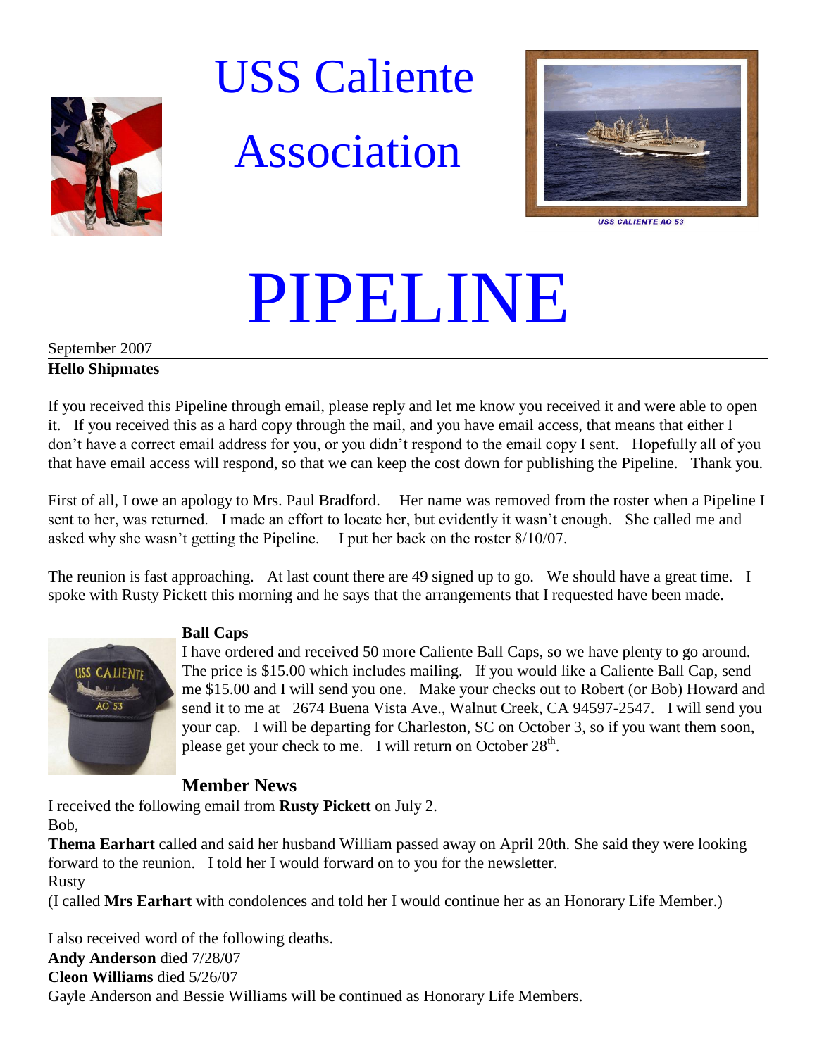# USS Caliente Association

USS CALIENTE AO 53

# PIPELINE

September 2007

**Hello Shipmates**

If you received this Pipeline through email, please reply and let me know you received it and were able to open it. If you received this as a hard copy through the mail, and you have email access, that means that either I don't have a correct email address for you, or you didn't respond to the email copy I sent. Hopefully all of you that have email access will respond, so that we can keep the cost down for publishing the Pipeline. Thank you.

First of all, I owe an apology to Mrs. Paul Bradford. Her name was removed from the roster when a Pipeline I sent to her, was returned. I made an effort to locate her, but evidently it wasn't enough. She called me and asked why she wasn't getting the Pipeline. I put her back on the roster 8/10/07.

The reunion is fast approaching. At last count there are 49 signed up to go. We should have a great time. I spoke with Rusty Pickett this morning and he says that the arrangements that I requested have been made.

**Ball Caps**

I have ordered and received 50 more Caliente Ball Caps, so we have plenty to go around. The price is $15.00 which includes mailing. If you would like a Caliente Ball Cap, send me $15.00 and I will send you one. Make your checks out to Robert (or Bob) Howard and send it to me at 2674 Buena Vista Ave., Walnut Creek, CA 94597-2547. I will send you your cap. I will be departing for Charleston, SC on October 3, so if you want them soon, please get your check to me. I will return on October 28th.

## Member News

I received the following email from **Rusty Pickett** on July 2.

Bob,

**Thema Earhart** called and said her husband William passed away on April 20th. She said they were looking forward to the reunion. I told her I would forward on to you for the newsletter.

Rusty

(I called **Mrs Earhart** with condolences and told her I would continue her as an Honorary Life Member.)

I also received word of the following deaths.

**Andy Anderson** died 7/28/07

**Cleon Williams** died 5/26/07

Gayle Anderson and Bessie Williams will be continued as Honorary Life Members.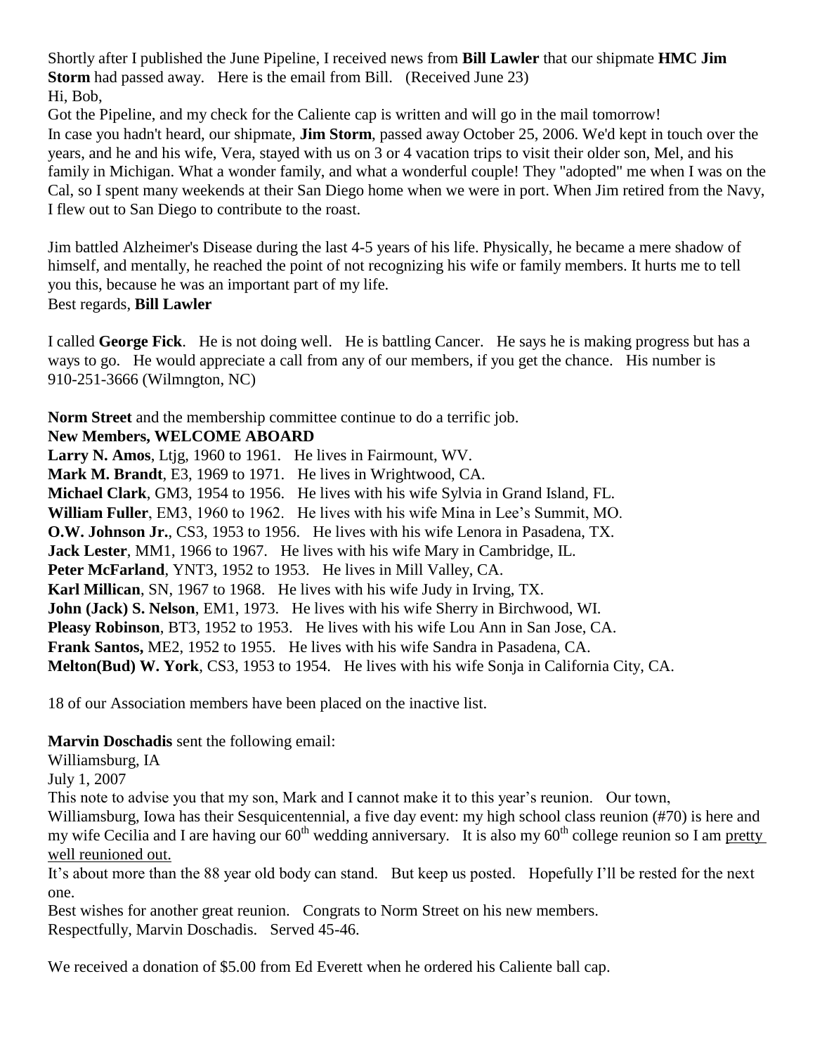Shortly after I published the June Pipeline, I received news from **Bill Lawler** that our shipmate **HMC Jim Storm** had passed away. Here is the email from Bill. (Received June 23)

Hi, Bob,

Got the Pipeline, and my check for the Caliente cap is written and will go in the mail tomorrow!

In case you hadn't heard, our shipmate, **Jim Storm**, passed away October 25, 2006. We'd kept in touch over the years, and he and his wife, Vera, stayed with us on 3 or 4 vacation trips to visit their older son, Mel, and his family in Michigan. What a wonder family, and what a wonderful couple! They "adopted" me when I was on the Cal, so I spent many weekends at their San Diego home when we were in port. When Jim retired from the Navy, I flew out to San Diego to contribute to the roast.

Jim battled Alzheimer's Disease during the last 4-5 years of his life. Physically, he became a mere shadow of himself, and mentally, he reached the point of not recognizing his wife or family members. It hurts me to tell you this, because he was an important part of my life.

Best regards, **Bill Lawler**

I called **George Fick**. He is not doing well. He is battling Cancer. He says he is making progress but has a ways to go. He would appreciate a call from any of our members, if you get the chance. His number is 910-251-3666 (Wilmngton, NC)

**Norm Street** and the membership committee continue to do a terrific job.

**New Members, WELCOME ABOARD**

**Larry N. Amos**, Ltjg, 1960 to 1961. He lives in Fairmount, WV.
**Mark M. Brandt**, E3, 1969 to 1971. He lives in Wrightwood, CA.
**Michael Clark**, GM3, 1954 to 1956. He lives with his wife Sylvia in Grand Island, FL.
**William Fuller**, EM3, 1960 to 1962. He lives with his wife Mina in Lee's Summit, MO.
**O.W. Johnson Jr.**, CS3, 1953 to 1956. He lives with his wife Lenora in Pasadena, TX.
**Jack Lester**, MM1, 1966 to 1967. He lives with his wife Mary in Cambridge, IL.
**Peter McFarland**, YNT3, 1952 to 1953. He lives in Mill Valley, CA.
**Karl Millican**, SN, 1967 to 1968. He lives with his wife Judy in Irving, TX.
**John (Jack) S. Nelson**, EM1, 1973. He lives with his wife Sherry in Birchwood, WI.
**Pleasy Robinson**, BT3, 1952 to 1953. He lives with his wife Lou Ann in San Jose, CA.
**Frank Santos,** ME2, 1952 to 1955. He lives with his wife Sandra in Pasadena, CA.
**Melton(Bud) W. York**, CS3, 1953 to 1954. He lives with his wife Sonja in California City, CA.

18 of our Association members have been placed on the inactive list.

**Marvin Doschadis** sent the following email:

Williamsburg, IA
July 1, 2007

This note to advise you that my son, Mark and I cannot make it to this year's reunion. Our town, Williamsburg, Iowa has their Sesquicentennial, a five day event: my high school class reunion (#70) is here and my wife Cecilia and I are having our 60th wedding anniversary. It is also my 60th college reunion so I am pretty well reunioned out.

It's about more than the 88 year old body can stand. But keep us posted. Hopefully I'll be rested for the next one.

Best wishes for another great reunion. Congrats to Norm Street on his new members.

Respectfully, Marvin Doschadis. Served 45-46.

We received a donation of $5.00 from Ed Everett when he ordered his Caliente ball cap.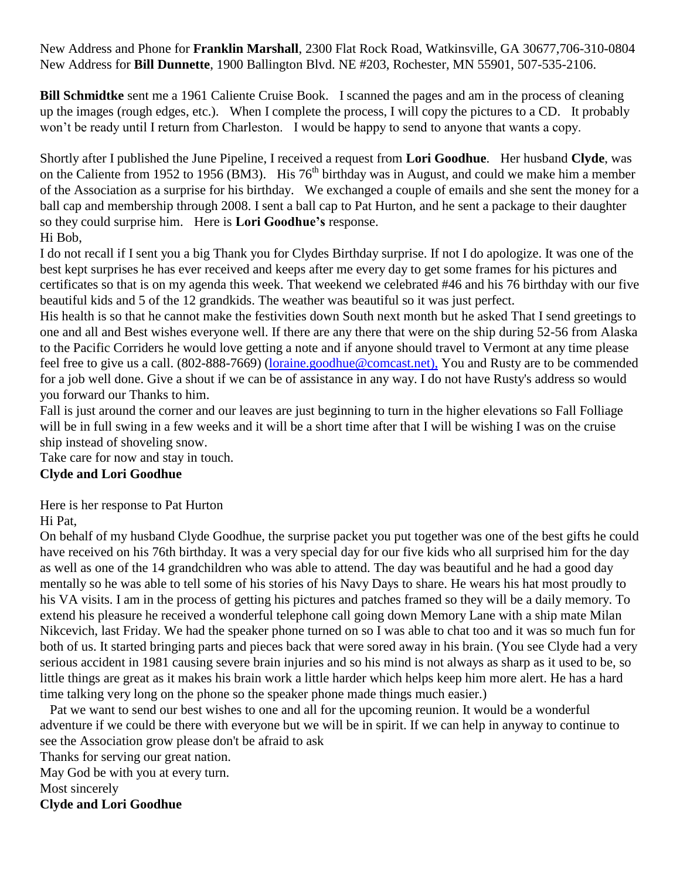New Address and Phone for **Franklin Marshall**, 2300 Flat Rock Road, Watkinsville, GA 30677,706-310-0804
New Address for **Bill Dunnette**, 1900 Ballington Blvd. NE #203, Rochester, MN 55901, 507-535-2106.

**Bill Schmidtke** sent me a 1961 Caliente Cruise Book. I scanned the pages and am in the process of cleaning up the images (rough edges, etc.). When I complete the process, I will copy the pictures to a CD. It probably won't be ready until I return from Charleston. I would be happy to send to anyone that wants a copy.

Shortly after I published the June Pipeline, I received a request from **Lori Goodhue**. Her husband **Clyde**, was on the Caliente from 1952 to 1956 (BM3). His 76th birthday was in August, and could we make him a member of the Association as a surprise for his birthday. We exchanged a couple of emails and she sent the money for a ball cap and membership through 2008. I sent a ball cap to Pat Hurton, and he sent a package to their daughter so they could surprise him. Here is **Lori Goodhue's** response.

Hi Bob,

I do not recall if I sent you a big Thank you for Clydes Birthday surprise. If not I do apologize. It was one of the best kept surprises he has ever received and keeps after me every day to get some frames for his pictures and certificates so that is on my agenda this week. That weekend we celebrated #46 and his 76 birthday with our five beautiful kids and 5 of the 12 grandkids. The weather was beautiful so it was just perfect.

His health is so that he cannot make the festivities down South next month but he asked That I send greetings to one and all and Best wishes everyone well. If there are any there that were on the ship during 52-56 from Alaska to the Pacific Corriders he would love getting a note and if anyone should travel to Vermont at any time please feel free to give us a call. (802-888-7669) (loraine.goodhue@comcast.net), You and Rusty are to be commended for a job well done. Give a shout if we can be of assistance in any way. I do not have Rusty's address so would you forward our Thanks to him.

Fall is just around the corner and our leaves are just beginning to turn in the higher elevations so Fall Folliage will be in full swing in a few weeks and it will be a short time after that I will be wishing I was on the cruise ship instead of shoveling snow.

Take care for now and stay in touch.

**Clyde and Lori Goodhue**

Here is her response to Pat Hurton

Hi Pat,

On behalf of my husband Clyde Goodhue, the surprise packet you put together was one of the best gifts he could have received on his 76th birthday. It was a very special day for our five kids who all surprised him for the day as well as one of the 14 grandchildren who was able to attend. The day was beautiful and he had a good day mentally so he was able to tell some of his stories of his Navy Days to share. He wears his hat most proudly to his VA visits. I am in the process of getting his pictures and patches framed so they will be a daily memory. To extend his pleasure he received a wonderful telephone call going down Memory Lane with a ship mate Milan Nikcevich, last Friday. We had the speaker phone turned on so I was able to chat too and it was so much fun for both of us. It started bringing parts and pieces back that were sored away in his brain. (You see Clyde had a very serious accident in 1981 causing severe brain injuries and so his mind is not always as sharp as it used to be, so little things are great as it makes his brain work a little harder which helps keep him more alert. He has a hard time talking very long on the phone so the speaker phone made things much easier.)

Pat we want to send our best wishes to one and all for the upcoming reunion. It would be a wonderful adventure if we could be there with everyone but we will be in spirit. If we can help in anyway to continue to see the Association grow please don't be afraid to ask

Thanks for serving our great nation.
May God be with you at every turn.
Most sincerely

**Clyde and Lori Goodhue**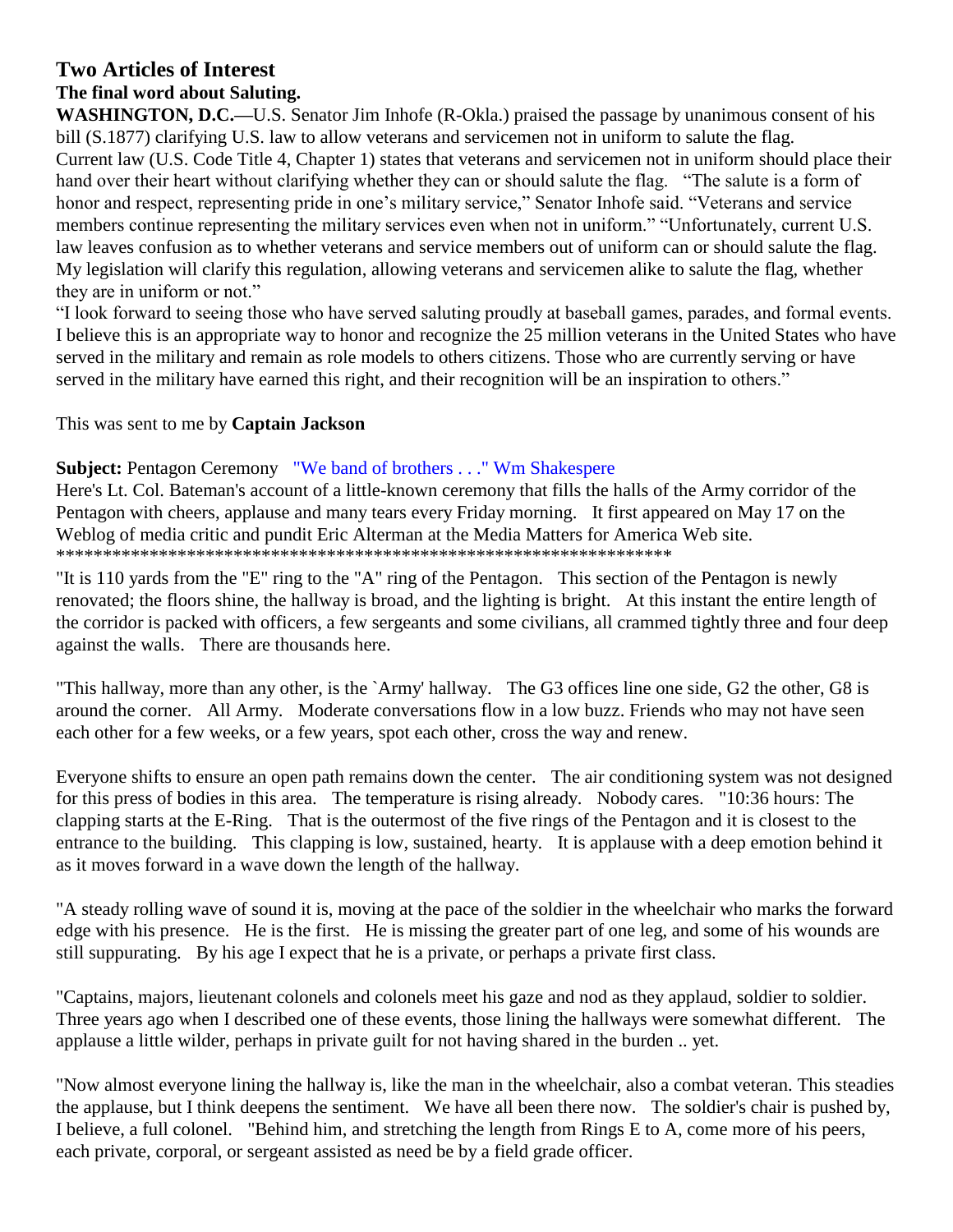## Two Articles of Interest

### The final word about Saluting.

**WASHINGTON, D.C.—**U.S. Senator Jim Inhofe (R-Okla.) praised the passage by unanimous consent of his bill (S.1877) clarifying U.S. law to allow veterans and servicemen not in uniform to salute the flag. Current law (U.S. Code Title 4, Chapter 1) states that veterans and servicemen not in uniform should place their hand over their heart without clarifying whether they can or should salute the flag. "The salute is a form of honor and respect, representing pride in one's military service," Senator Inhofe said. "Veterans and service members continue representing the military services even when not in uniform." "Unfortunately, current U.S. law leaves confusion as to whether veterans and service members out of uniform can or should salute the flag. My legislation will clarify this regulation, allowing veterans and servicemen alike to salute the flag, whether they are in uniform or not."

"I look forward to seeing those who have served saluting proudly at baseball games, parades, and formal events. I believe this is an appropriate way to honor and recognize the 25 million veterans in the United States who have served in the military and remain as role models to others citizens. Those who are currently serving or have served in the military have earned this right, and their recognition will be an inspiration to others."

This was sent to me by **Captain Jackson**

**Subject:** Pentagon Ceremony "We band of brothers . . ." Wm Shakespere

Here's Lt. Col. Bateman's account of a little-known ceremony that fills the halls of the Army corridor of the Pentagon with cheers, applause and many tears every Friday morning. It first appeared on May 17 on the Weblog of media critic and pundit Eric Alterman at the Media Matters for America Web site.

*************************************************************************

"It is 110 yards from the "E" ring to the "A" ring of the Pentagon. This section of the Pentagon is newly renovated; the floors shine, the hallway is broad, and the lighting is bright. At this instant the entire length of the corridor is packed with officers, a few sergeants and some civilians, all crammed tightly three and four deep against the walls. There are thousands here.

"This hallway, more than any other, is the `Army' hallway. The G3 offices line one side, G2 the other, G8 is around the corner. All Army. Moderate conversations flow in a low buzz. Friends who may not have seen each other for a few weeks, or a few years, spot each other, cross the way and renew.

Everyone shifts to ensure an open path remains down the center. The air conditioning system was not designed for this press of bodies in this area. The temperature is rising already. Nobody cares. "10:36 hours: The clapping starts at the E-Ring. That is the outermost of the five rings of the Pentagon and it is closest to the entrance to the building. This clapping is low, sustained, hearty. It is applause with a deep emotion behind it as it moves forward in a wave down the length of the hallway.

"A steady rolling wave of sound it is, moving at the pace of the soldier in the wheelchair who marks the forward edge with his presence. He is the first. He is missing the greater part of one leg, and some of his wounds are still suppurating. By his age I expect that he is a private, or perhaps a private first class.

"Captains, majors, lieutenant colonels and colonels meet his gaze and nod as they applaud, soldier to soldier. Three years ago when I described one of these events, those lining the hallways were somewhat different. The applause a little wilder, perhaps in private guilt for not having shared in the burden .. yet.

"Now almost everyone lining the hallway is, like the man in the wheelchair, also a combat veteran. This steadies the applause, but I think deepens the sentiment. We have all been there now. The soldier's chair is pushed by, I believe, a full colonel. "Behind him, and stretching the length from Rings E to A, come more of his peers, each private, corporal, or sergeant assisted as need be by a field grade officer.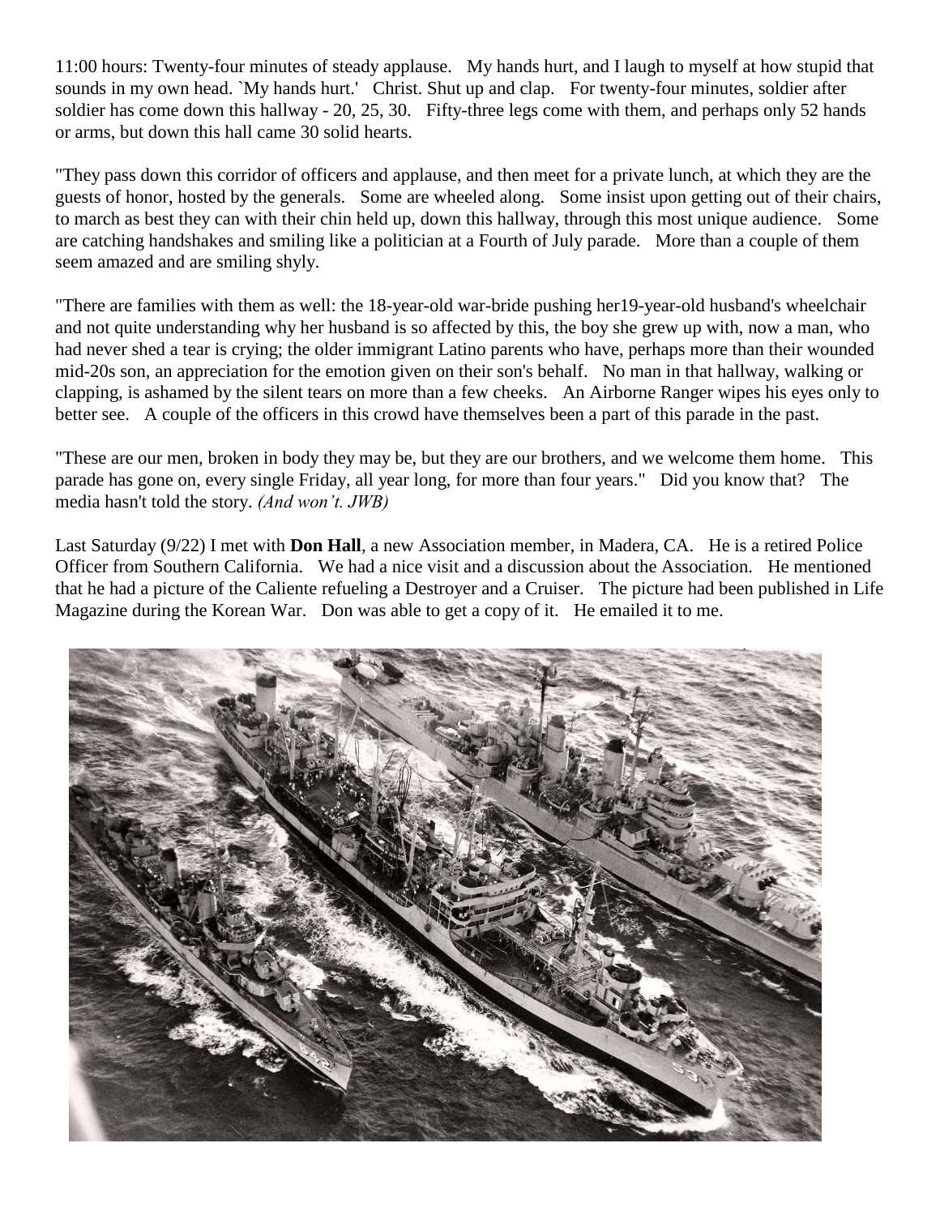11:00 hours: Twenty-four minutes of steady applause. My hands hurt, and I laugh to myself at how stupid that sounds in my own head. `My hands hurt.' Christ. Shut up and clap. For twenty-four minutes, soldier after soldier has come down this hallway - 20, 25, 30. Fifty-three legs come with them, and perhaps only 52 hands or arms, but down this hall came 30 solid hearts.

"They pass down this corridor of officers and applause, and then meet for a private lunch, at which they are the guests of honor, hosted by the generals. Some are wheeled along. Some insist upon getting out of their chairs, to march as best they can with their chin held up, down this hallway, through this most unique audience. Some are catching handshakes and smiling like a politician at a Fourth of July parade. More than a couple of them seem amazed and are smiling shyly.

"There are families with them as well: the 18-year-old war-bride pushing her19-year-old husband's wheelchair and not quite understanding why her husband is so affected by this, the boy she grew up with, now a man, who had never shed a tear is crying; the older immigrant Latino parents who have, perhaps more than their wounded mid-20s son, an appreciation for the emotion given on their son's behalf. No man in that hallway, walking or clapping, is ashamed by the silent tears on more than a few cheeks. An Airborne Ranger wipes his eyes only to better see. A couple of the officers in this crowd have themselves been a part of this parade in the past.

"These are our men, broken in body they may be, but they are our brothers, and we welcome them home. This parade has gone on, every single Friday, all year long, for more than four years." Did you know that? The media hasn't told the story. *(And won't. JWB)*

Last Saturday (9/22) I met with **Don Hall**, a new Association member, in Madera, CA. He is a retired Police Officer from Southern California. We had a nice visit and a discussion about the Association. He mentioned that he had a picture of the Caliente refueling a Destroyer and a Cruiser. The picture had been published in Life Magazine during the Korean War. Don was able to get a copy of it. He emailed it to me.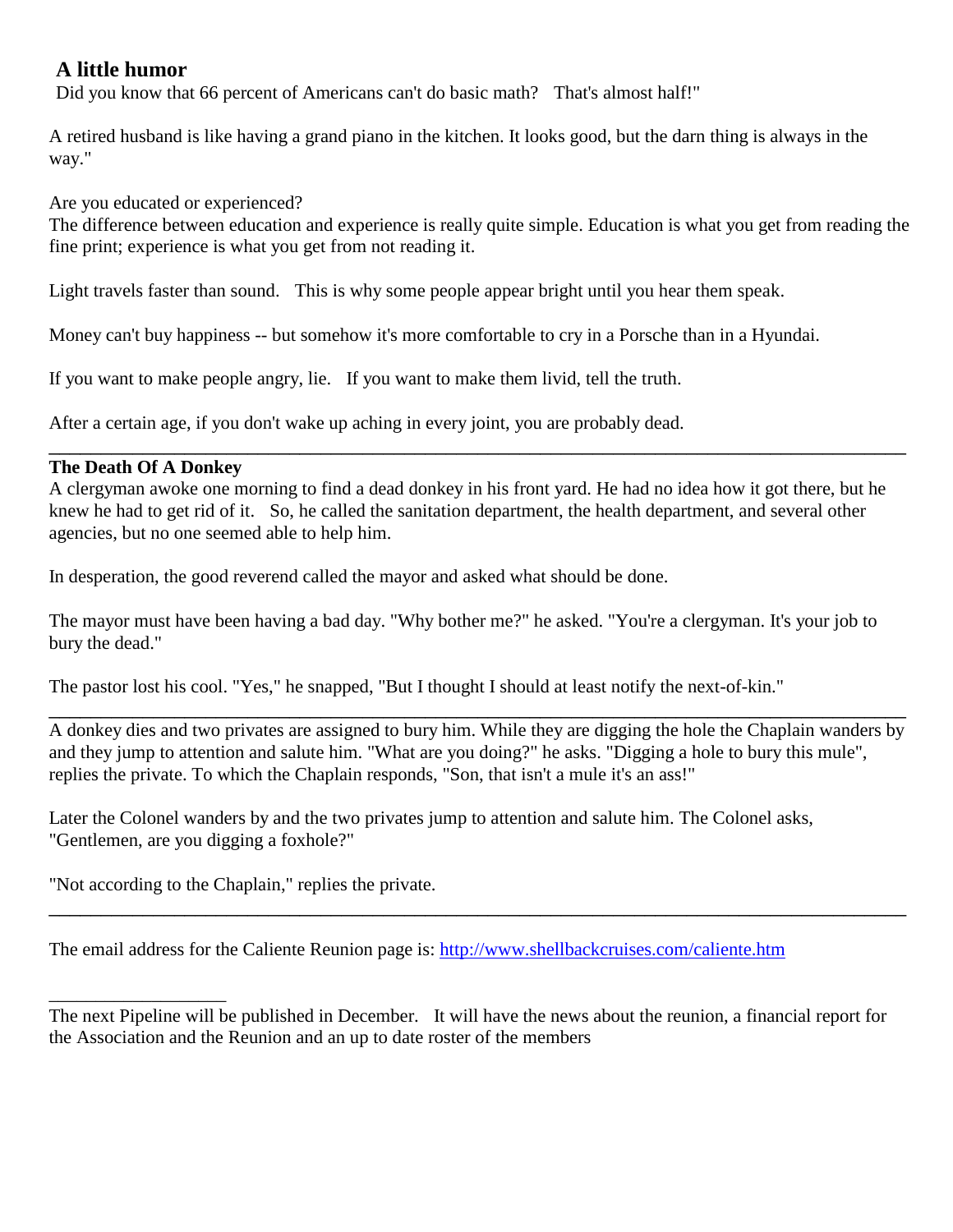## A little humor

Did you know that 66 percent of Americans can't do basic math? That's almost half!"

A retired husband is like having a grand piano in the kitchen. It looks good, but the darn thing is always in the way."

Are you educated or experienced?
The difference between education and experience is really quite simple. Education is what you get from reading the fine print; experience is what you get from not reading it.

Light travels faster than sound. This is why some people appear bright until you hear them speak.

Money can't buy happiness -- but somehow it's more comfortable to cry in a Porsche than in a Hyundai.

If you want to make people angry, lie. If you want to make them livid, tell the truth.

After a certain age, if you don't wake up aching in every joint, you are probably dead.

---

**The Death Of A Donkey**

A clergyman awoke one morning to find a dead donkey in his front yard. He had no idea how it got there, but he knew he had to get rid of it. So, he called the sanitation department, the health department, and several other agencies, but no one seemed able to help him.

In desperation, the good reverend called the mayor and asked what should be done.

The mayor must have been having a bad day. "Why bother me?" he asked. "You're a clergyman. It's your job to bury the dead."

The pastor lost his cool. "Yes," he snapped, "But I thought I should at least notify the next-of-kin."

---

A donkey dies and two privates are assigned to bury him. While they are digging the hole the Chaplain wanders by and they jump to attention and salute him. "What are you doing?" he asks. "Digging a hole to bury this mule", replies the private. To which the Chaplain responds, "Son, that isn't a mule it's an ass!"

Later the Colonel wanders by and the two privates jump to attention and salute him. The Colonel asks, "Gentlemen, are you digging a foxhole?"

"Not according to the Chaplain," replies the private.

---

The email address for the Caliente Reunion page is: http://www.shellbackcruises.com/caliente.htm

---

The next Pipeline will be published in December. It will have the news about the reunion, a financial report for the Association and the Reunion and an up to date roster of the members